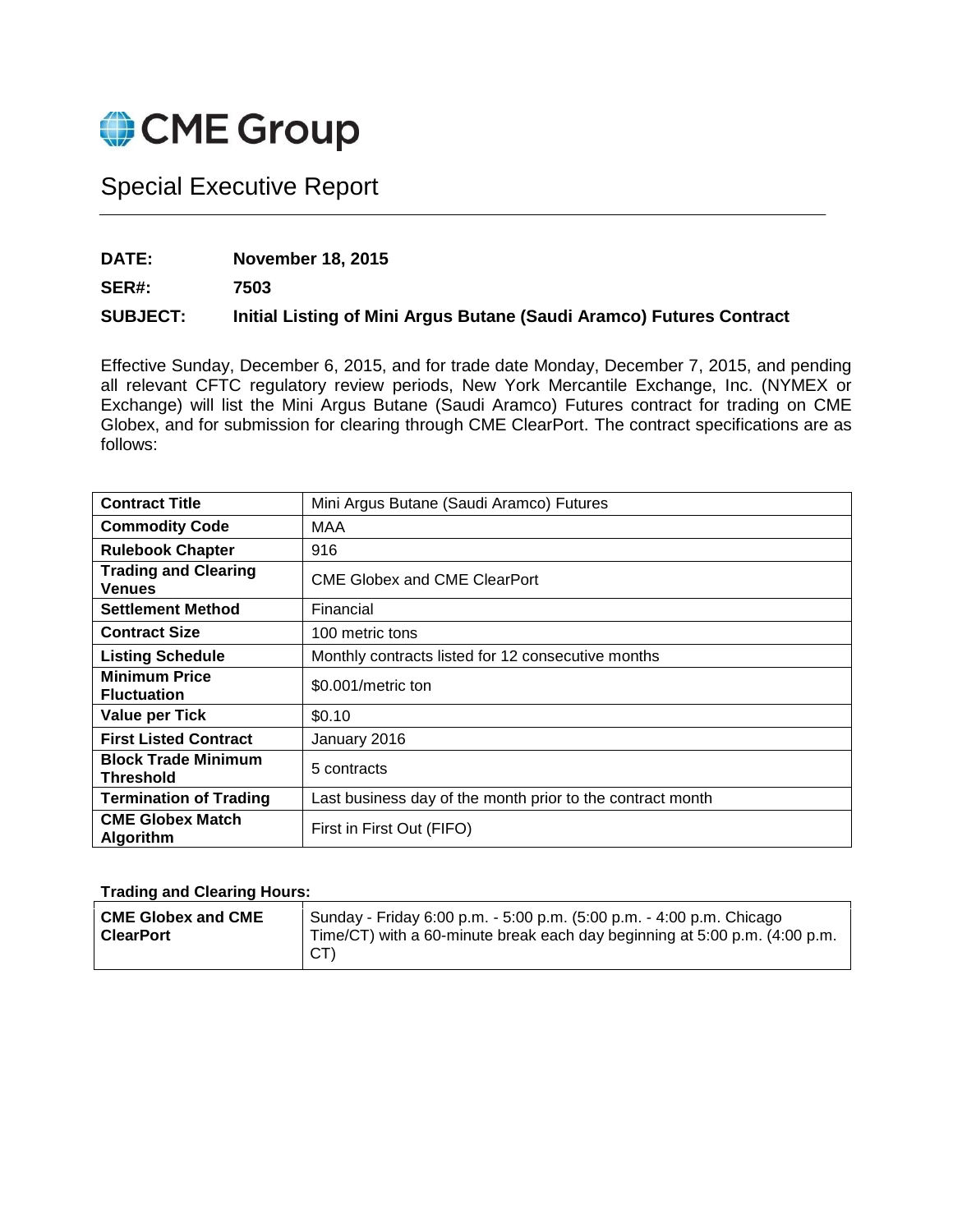# CME Group

## Special Executive Report

**DATE:** **November 18, 2015**

**SER#:** **7503**

**SUBJECT:** **Initial Listing of Mini Argus Butane (Saudi Aramco) Futures Contract**

Effective Sunday, December 6, 2015, and for trade date Monday, December 7, 2015, and pending all relevant CFTC regulatory review periods, New York Mercantile Exchange, Inc. (NYMEX or Exchange) will list the Mini Argus Butane (Saudi Aramco) Futures contract for trading on CME Globex, and for submission for clearing through CME ClearPort. The contract specifications are as follows:

| **Contract Title** | Mini Argus Butane (Saudi Aramco) Futures |
|---|---|
| **Commodity Code** | MAA |
| **Rulebook Chapter** | 916 |
| **Trading and Clearing Venues** | CME Globex and CME ClearPort |
| **Settlement Method** | Financial |
| **Contract Size** | 100 metric tons |
| **Listing Schedule** | Monthly contracts listed for 12 consecutive months |
| **Minimum Price Fluctuation** | $0.001/metric ton |
| **Value per Tick** | $0.10 |
| **First Listed Contract** | January 2016 |
| **Block Trade Minimum Threshold** | 5 contracts |
| **Termination of Trading** | Last business day of the month prior to the contract month |
| **CME Globex Match Algorithm** | First in First Out (FIFO) |

**Trading and Clearing Hours:**

| **CME Globex and CME ClearPort** | Sunday - Friday 6:00 p.m. - 5:00 p.m. (5:00 p.m. - 4:00 p.m. Chicago Time/CT) with a 60-minute break each day beginning at 5:00 p.m. (4:00 p.m. CT) |
|---|---|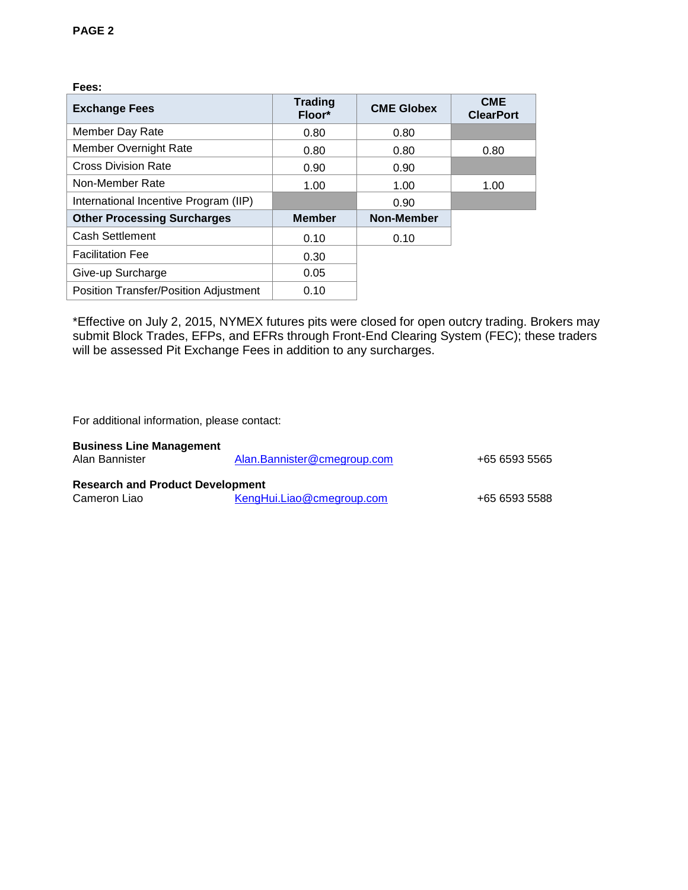**Fees:**

| Exchange Fees | Trading Floor* | CME Globex | CME ClearPort |
| --- | --- | --- | --- |
| Member Day Rate | 0.80 | 0.80 | |
| Member Overnight Rate | 0.80 | 0.80 | 0.80 |
| Cross Division Rate | 0.90 | 0.90 | |
| Non-Member Rate | 1.00 | 1.00 | 1.00 |
| International Incentive Program (IIP) | | 0.90 | |
| **Other Processing Surcharges** | **Member** | **Non-Member** | |
| Cash Settlement | 0.10 | 0.10 | |
| Facilitation Fee | 0.30 | | |
| Give-up Surcharge | 0.05 | | |
| Position Transfer/Position Adjustment | 0.10 | | |

*Effective on July 2, 2015, NYMEX futures pits were closed for open outcry trading. Brokers may submit Block Trades, EFPs, and EFRs through Front-End Clearing System (FEC); these traders will be assessed Pit Exchange Fees in addition to any surcharges.

For additional information, please contact:

**Business Line Management**
Alan Bannister Alan.Bannister@cmegroup.com +65 6593 5565

**Research and Product Development**
Cameron Liao KengHui.Liao@cmegroup.com +65 6593 5588